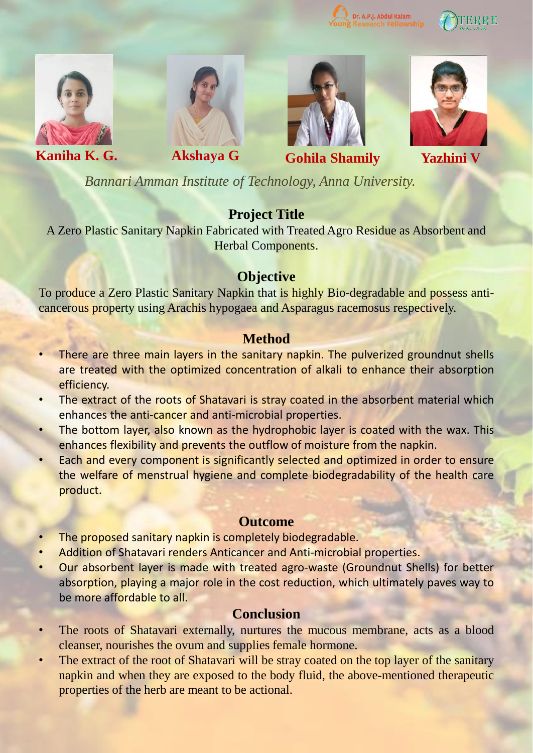Dr. A.P.J. Abdul Kalam Young Research Fellowship

TERRE

**Kaniha K. G.** **Akshaya G** **Gohila Shamily** **Yazhini V**

*Bannari Amman Institute of Technology, Anna University.*

## Project Title

A Zero Plastic Sanitary Napkin Fabricated with Treated Agro Residue as Absorbent and Herbal Components.

## Objective

To produce a Zero Plastic Sanitary Napkin that is highly Bio-degradable and possess anti-cancerous property using Arachis hypogaea and Asparagus racemosus respectively.

## Method

- There are three main layers in the sanitary napkin. The pulverized groundnut shells are treated with the optimized concentration of alkali to enhance their absorption efficiency.
- The extract of the roots of Shatavari is stray coated in the absorbent material which enhances the anti-cancer and anti-microbial properties.
- The bottom layer, also known as the hydrophobic layer is coated with the wax. This enhances flexibility and prevents the outflow of moisture from the napkin.
- Each and every component is significantly selected and optimized in order to ensure the welfare of menstrual hygiene and complete biodegradability of the health care product.

## Outcome

- The proposed sanitary napkin is completely biodegradable.
- Addition of Shatavari renders Anticancer and Anti-microbial properties.
- Our absorbent layer is made with treated agro-waste (Groundnut Shells) for better absorption, playing a major role in the cost reduction, which ultimately paves way to be more affordable to all.

## Conclusion

- The roots of Shatavari externally, nurtures the mucous membrane, acts as a blood cleanser, nourishes the ovum and supplies female hormone.
- The extract of the root of Shatavari will be stray coated on the top layer of the sanitary napkin and when they are exposed to the body fluid, the above-mentioned therapeutic properties of the herb are meant to be actional.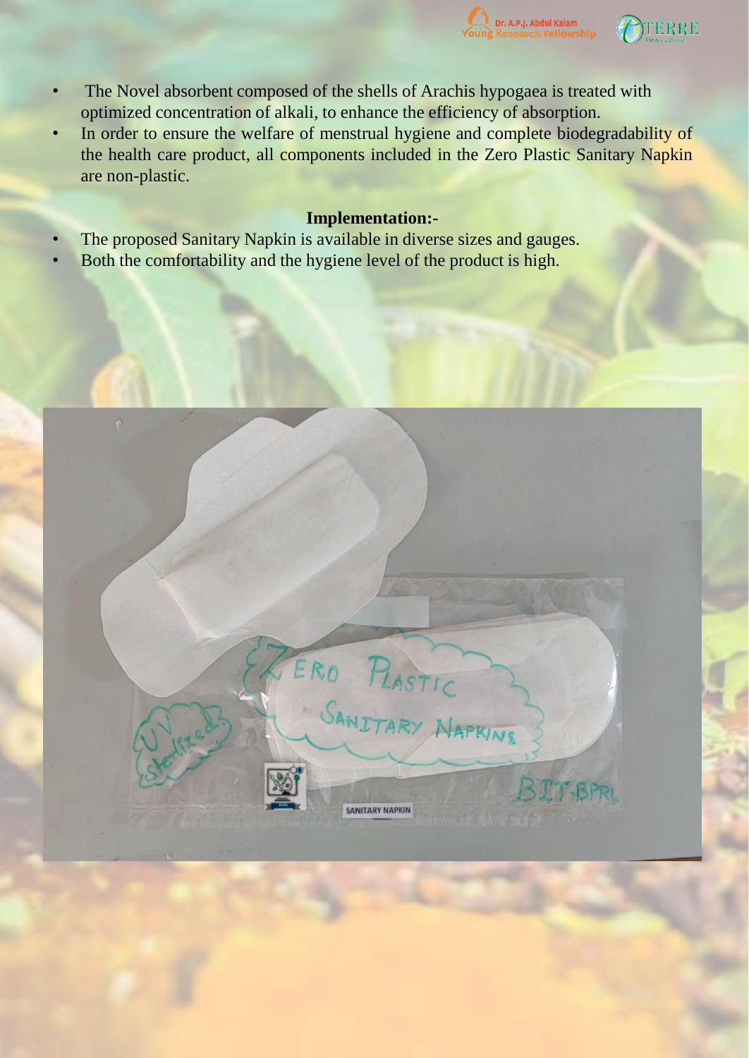- The Novel absorbent composed of the shells of Arachis hypogaea is treated with optimized concentration of alkali, to enhance the efficiency of absorption.
- In order to ensure the welfare of menstrual hygiene and complete biodegradability of the health care product, all components included in the Zero Plastic Sanitary Napkin are non-plastic.

**Implementation:-**

- The proposed Sanitary Napkin is available in diverse sizes and gauges.
- Both the comfortability and the hygiene level of the product is high.